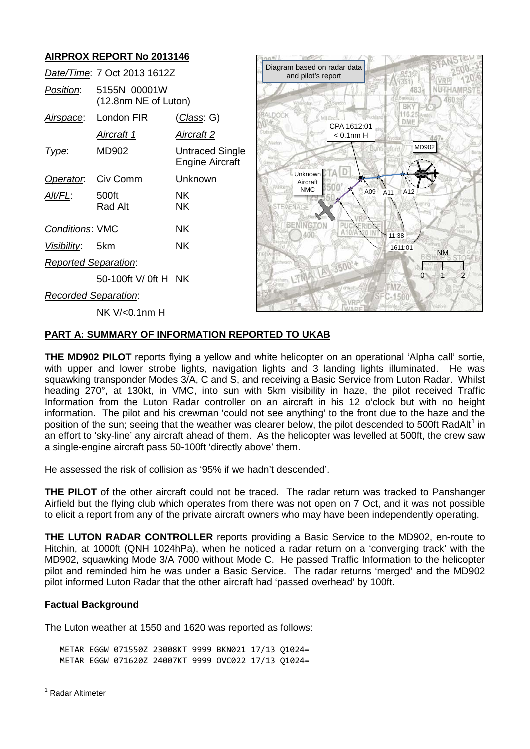## AIRPROX REPORT No 2013146

| | | |
|---|---|---|
| *Date/Time*: | 7 Oct 2013 1612Z | |
| *Position*: | 5155N 00001W (12.8nm NE of Luton) | |
| *Airspace*: | London FIR | (*Class*: G) |
| | *Aircraft 1* | *Aircraft 2* |
| *Type*: | MD902 | Untraced Single Engine Aircraft |
| *Operator*: | Civ Comm | Unknown |
| *Alt/FL*: | 500ft Rad Alt | NK NK |
| *Conditions*: | VMC | NK |
| *Visibility*: | 5km | NK |
| *Reported Separation*: | | |
| | 50-100ft V/ 0ft H | NK |
| *Recorded Separation*: | | |
| | NK V/<0.1nm H | |

Diagram based on radar data and pilot's report

CPA 1612:01 < 0.1nm H

## PART A: SUMMARY OF INFORMATION REPORTED TO UKAB

**THE MD902 PILOT** reports flying a yellow and white helicopter on an operational 'Alpha call' sortie, with upper and lower strobe lights, navigation lights and 3 landing lights illuminated. He was squawking transponder Modes 3/A, C and S, and receiving a Basic Service from Luton Radar. Whilst heading 270°, at 130kt, in VMC, into sun with 5km visibility in haze, the pilot received Traffic Information from the Luton Radar controller on an aircraft in his 12 o'clock but with no height information. The pilot and his crewman 'could not see anything' to the front due to the haze and the position of the sun; seeing that the weather was clearer below, the pilot descended to 500ft RadAlt[1] in an effort to 'sky-line' any aircraft ahead of them. As the helicopter was levelled at 500ft, the crew saw a single-engine aircraft pass 50-100ft 'directly above' them.

He assessed the risk of collision as '95% if we hadn't descended'.

**THE PILOT** of the other aircraft could not be traced. The radar return was tracked to Panshanger Airfield but the flying club which operates from there was not open on 7 Oct, and it was not possible to elicit a report from any of the private aircraft owners who may have been independently operating.

**THE LUTON RADAR CONTROLLER** reports providing a Basic Service to the MD902, en-route to Hitchin, at 1000ft (QNH 1024hPa), when he noticed a radar return on a 'converging track' with the MD902, squawking Mode 3/A 7000 without Mode C. He passed Traffic Information to the helicopter pilot and reminded him he was under a Basic Service. The radar returns 'merged' and the MD902 pilot informed Luton Radar that the other aircraft had 'passed overhead' by 100ft.

### Factual Background

The Luton weather at 1550 and 1620 was reported as follows:

```
METAR EGGW 071550Z 23008KT 9999 BKN021 17/13 Q1024=
METAR EGGW 071620Z 24007KT 9999 OVC022 17/13 Q1024=
```

[1] Radar Altimeter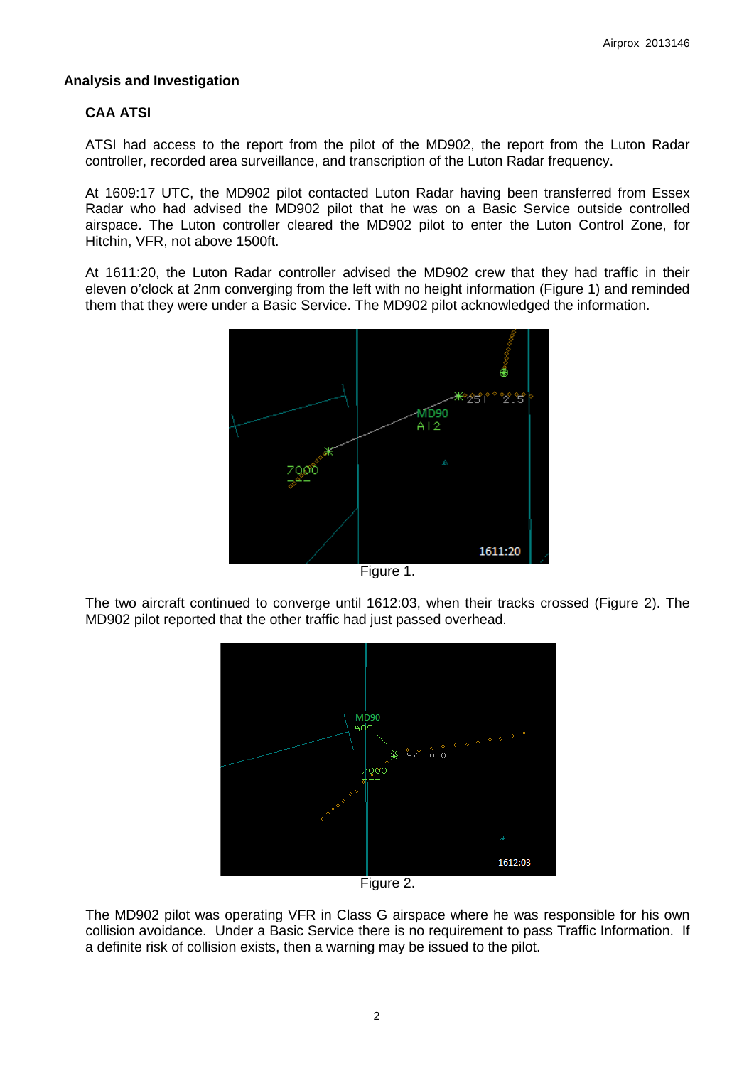## Analysis and Investigation

### CAA ATSI

ATSI had access to the report from the pilot of the MD902, the report from the Luton Radar controller, recorded area surveillance, and transcription of the Luton Radar frequency.

At 1609:17 UTC, the MD902 pilot contacted Luton Radar having been transferred from Essex Radar who had advised the MD902 pilot that he was on a Basic Service outside controlled airspace. The Luton controller cleared the MD902 pilot to enter the Luton Control Zone, for Hitchin, VFR, not above 1500ft.

At 1611:20, the Luton Radar controller advised the MD902 crew that they had traffic in their eleven o'clock at 2nm converging from the left with no height information (Figure 1) and reminded them that they were under a Basic Service. The MD902 pilot acknowledged the information.

Figure 1.

The two aircraft continued to converge until 1612:03, when their tracks crossed (Figure 2). The MD902 pilot reported that the other traffic had just passed overhead.

Figure 2.

The MD902 pilot was operating VFR in Class G airspace where he was responsible for his own collision avoidance. Under a Basic Service there is no requirement to pass Traffic Information. If a definite risk of collision exists, then a warning may be issued to the pilot.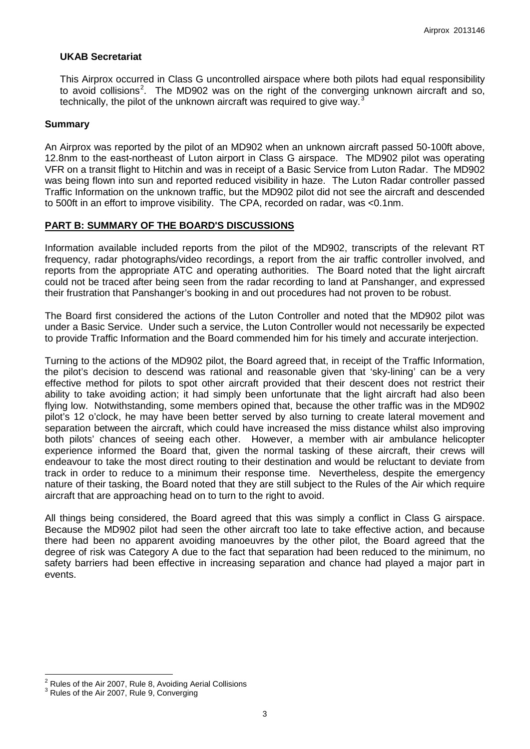**UKAB Secretariat**

This Airprox occurred in Class G uncontrolled airspace where both pilots had equal responsibility to avoid collisions[2]. The MD902 was on the right of the converging unknown aircraft and so, technically, the pilot of the unknown aircraft was required to give way.[3]

**Summary**

An Airprox was reported by the pilot of an MD902 when an unknown aircraft passed 50-100ft above, 12.8nm to the east-northeast of Luton airport in Class G airspace. The MD902 pilot was operating VFR on a transit flight to Hitchin and was in receipt of a Basic Service from Luton Radar. The MD902 was being flown into sun and reported reduced visibility in haze. The Luton Radar controller passed Traffic Information on the unknown traffic, but the MD902 pilot did not see the aircraft and descended to 500ft in an effort to improve visibility. The CPA, recorded on radar, was <0.1nm.

## PART B: SUMMARY OF THE BOARD'S DISCUSSIONS

Information available included reports from the pilot of the MD902, transcripts of the relevant RT frequency, radar photographs/video recordings, a report from the air traffic controller involved, and reports from the appropriate ATC and operating authorities. The Board noted that the light aircraft could not be traced after being seen from the radar recording to land at Panshanger, and expressed their frustration that Panshanger's booking in and out procedures had not proven to be robust.

The Board first considered the actions of the Luton Controller and noted that the MD902 pilot was under a Basic Service. Under such a service, the Luton Controller would not necessarily be expected to provide Traffic Information and the Board commended him for his timely and accurate interjection.

Turning to the actions of the MD902 pilot, the Board agreed that, in receipt of the Traffic Information, the pilot's decision to descend was rational and reasonable given that 'sky-lining' can be a very effective method for pilots to spot other aircraft provided that their descent does not restrict their ability to take avoiding action; it had simply been unfortunate that the light aircraft had also been flying low. Notwithstanding, some members opined that, because the other traffic was in the MD902 pilot's 12 o'clock, he may have been better served by also turning to create lateral movement and separation between the aircraft, which could have increased the miss distance whilst also improving both pilots' chances of seeing each other. However, a member with air ambulance helicopter experience informed the Board that, given the normal tasking of these aircraft, their crews will endeavour to take the most direct routing to their destination and would be reluctant to deviate from track in order to reduce to a minimum their response time. Nevertheless, despite the emergency nature of their tasking, the Board noted that they are still subject to the Rules of the Air which require aircraft that are approaching head on to turn to the right to avoid.

All things being considered, the Board agreed that this was simply a conflict in Class G airspace. Because the MD902 pilot had seen the other aircraft too late to take effective action, and because there had been no apparent avoiding manoeuvres by the other pilot, the Board agreed that the degree of risk was Category A due to the fact that separation had been reduced to the minimum, no safety barriers had been effective in increasing separation and chance had played a major part in events.

---

[2] Rules of the Air 2007, Rule 8, Avoiding Aerial Collisions

[3] Rules of the Air 2007, Rule 9, Converging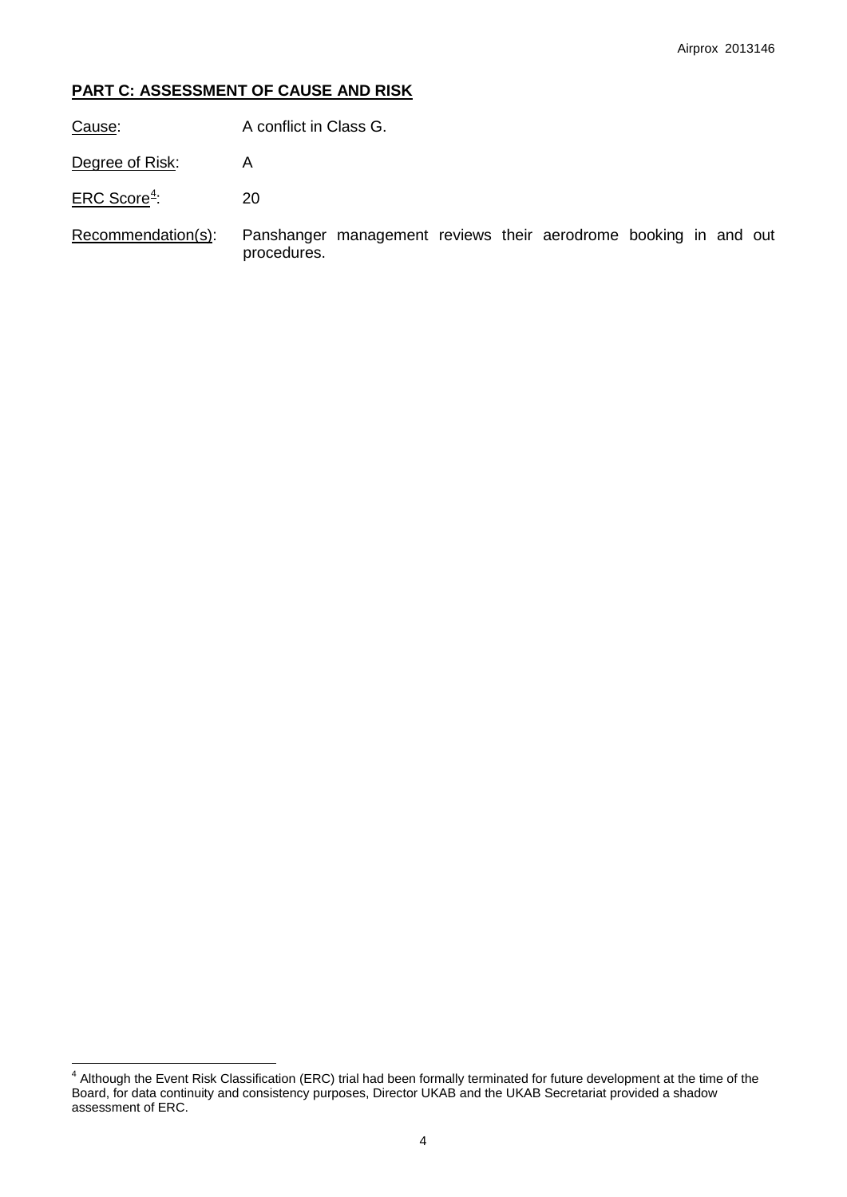**PART C: ASSESSMENT OF CAUSE AND RISK**

Cause: A conflict in Class G.

Degree of Risk: A

ERC Score[4]: 20

Recommendation(s): Panshanger management reviews their aerodrome booking in and out procedures.

[4] Although the Event Risk Classification (ERC) trial had been formally terminated for future development at the time of the Board, for data continuity and consistency purposes, Director UKAB and the UKAB Secretariat provided a shadow assessment of ERC.